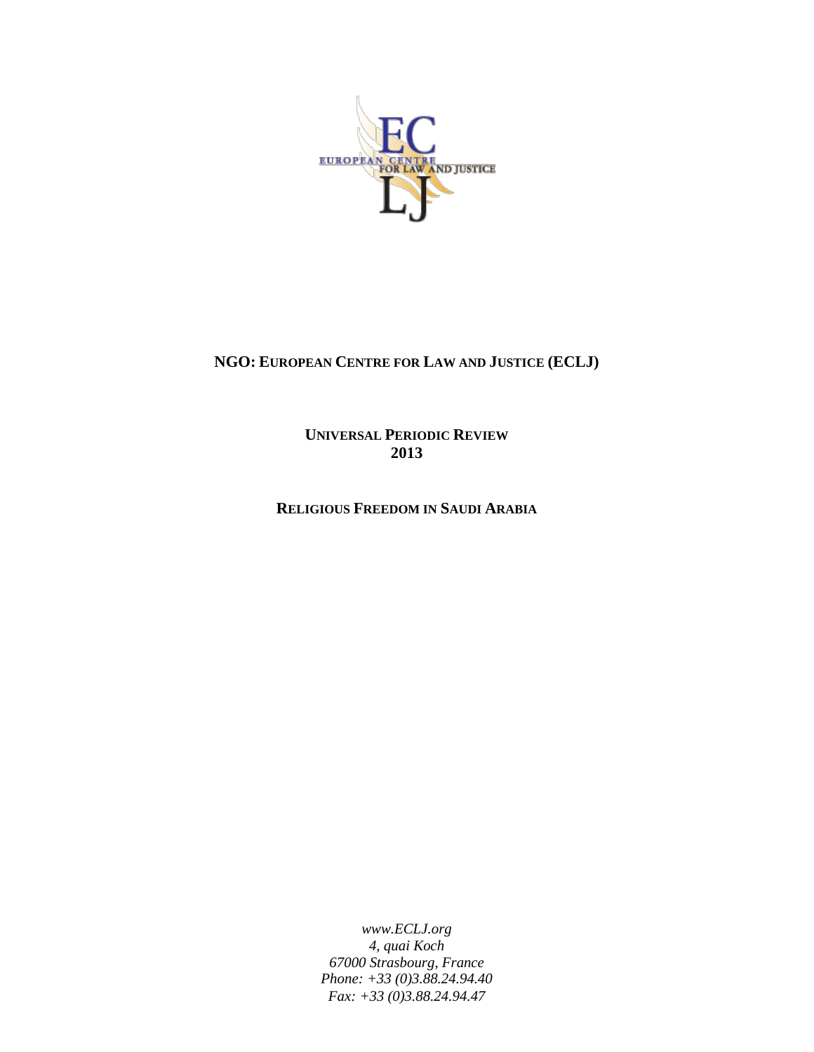**NGO: EUROPEAN CENTRE FOR LAW AND JUSTICE (ECLJ)**

**UNIVERSAL PERIODIC REVIEW**
**2013**

**RELIGIOUS FREEDOM IN SAUDI ARABIA**

*www.ECLJ.org*
*4, quai Koch*
*67000 Strasbourg, France*
*Phone: +33 (0)3.88.24.94.40*
*Fax: +33 (0)3.88.24.94.47*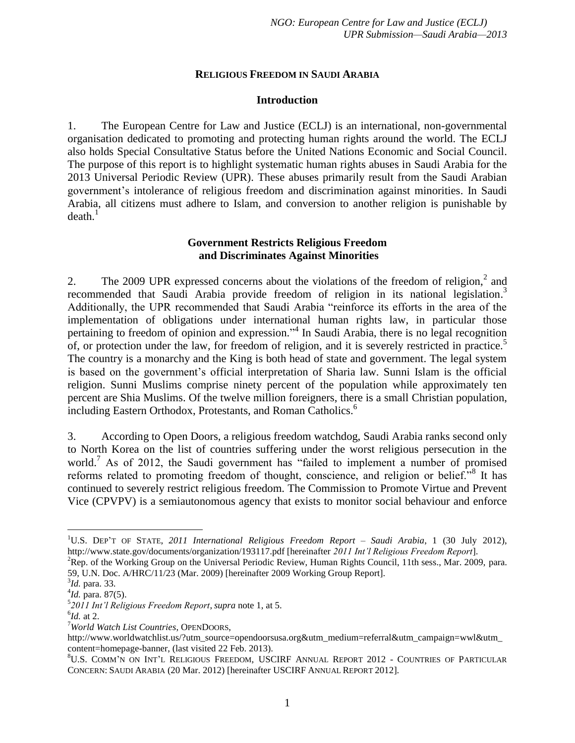## Religious Freedom in Saudi Arabia

### Introduction

1. The European Centre for Law and Justice (ECLJ) is an international, non-governmental organisation dedicated to promoting and protecting human rights around the world. The ECLJ also holds Special Consultative Status before the United Nations Economic and Social Council. The purpose of this report is to highlight systematic human rights abuses in Saudi Arabia for the 2013 Universal Periodic Review (UPR). These abuses primarily result from the Saudi Arabian government's intolerance of religious freedom and discrimination against minorities. In Saudi Arabia, all citizens must adhere to Islam, and conversion to another religion is punishable by death.[1]

### Government Restricts Religious Freedom and Discriminates Against Minorities

2. The 2009 UPR expressed concerns about the violations of the freedom of religion,[2] and recommended that Saudi Arabia provide freedom of religion in its national legislation.[3] Additionally, the UPR recommended that Saudi Arabia "reinforce its efforts in the area of the implementation of obligations under international human rights law, in particular those pertaining to freedom of opinion and expression."[4] In Saudi Arabia, there is no legal recognition of, or protection under the law, for freedom of religion, and it is severely restricted in practice.[5] The country is a monarchy and the King is both head of state and government. The legal system is based on the government's official interpretation of Sharia law. Sunni Islam is the official religion. Sunni Muslims comprise ninety percent of the population while approximately ten percent are Shia Muslims. Of the twelve million foreigners, there is a small Christian population, including Eastern Orthodox, Protestants, and Roman Catholics.[6]

3. According to Open Doors, a religious freedom watchdog, Saudi Arabia ranks second only to North Korea on the list of countries suffering under the worst religious persecution in the world.[7] As of 2012, the Saudi government has "failed to implement a number of promised reforms related to promoting freedom of thought, conscience, and religion or belief."[8] It has continued to severely restrict religious freedom. The Commission to Promote Virtue and Prevent Vice (CPVPV) is a semiautonomous agency that exists to monitor social behaviour and enforce

---

[1] U.S. Dep't of State, *2011 International Religious Freedom Report – Saudi Arabia*, 1 (30 July 2012), http://www.state.gov/documents/organization/193117.pdf [hereinafter *2011 Int'l Religious Freedom Report*].

[2] Rep. of the Working Group on the Universal Periodic Review, Human Rights Council, 11th sess., Mar. 2009, para. 59, U.N. Doc. A/HRC/11/23 (Mar. 2009) [hereinafter 2009 Working Group Report].

[3] *Id.* para. 33.

[4] *Id.* para. 87(5).

[5] *2011 Int'l Religious Freedom Report*, *supra* note 1, at 5.

[6] *Id.* at 2.

[7] *World Watch List Countries*, OpenDoors, http://www.worldwatchlist.us/?utm_source=opendoorsusa.org&utm_medium=referral&utm_campaign=wwl&utm_content=homepage-banner, (last visited 22 Feb. 2013).

[8] U.S. Comm'n on Int'l Religious Freedom, USCIRF Annual Report 2012 - Countries of Particular Concern: Saudi Arabia (20 Mar. 2012) [hereinafter USCIRF Annual Report 2012].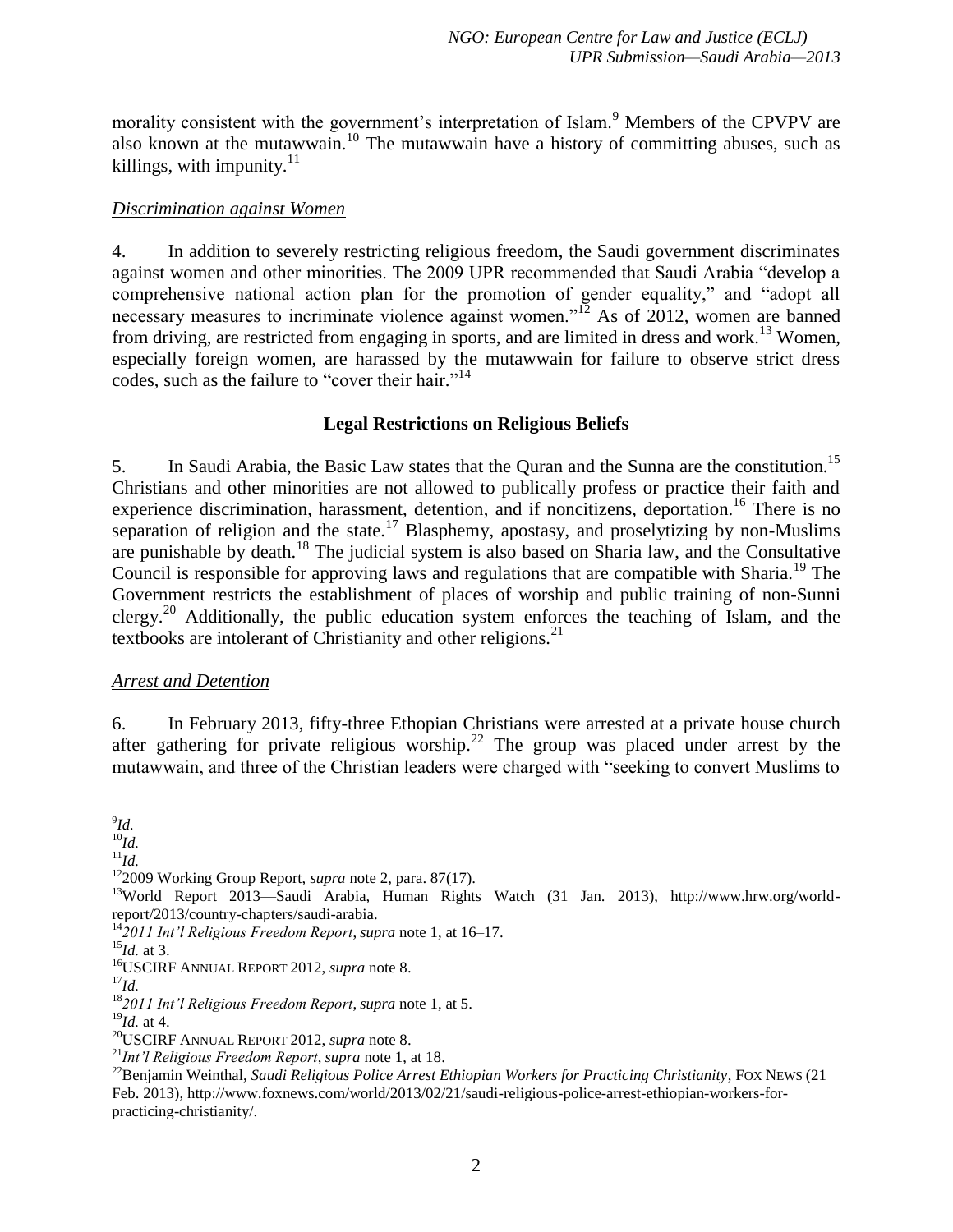morality consistent with the government's interpretation of Islam.[9] Members of the CPVPV are also known at the mutawwain.[10] The mutawwain have a history of committing abuses, such as killings, with impunity.[11]

*Discrimination against Women*

4. In addition to severely restricting religious freedom, the Saudi government discriminates against women and other minorities. The 2009 UPR recommended that Saudi Arabia "develop a comprehensive national action plan for the promotion of gender equality," and "adopt all necessary measures to incriminate violence against women."[12] As of 2012, women are banned from driving, are restricted from engaging in sports, and are limited in dress and work.[13] Women, especially foreign women, are harassed by the mutawwain for failure to observe strict dress codes, such as the failure to "cover their hair."[14]

**Legal Restrictions on Religious Beliefs**

5. In Saudi Arabia, the Basic Law states that the Quran and the Sunna are the constitution.[15] Christians and other minorities are not allowed to publically profess or practice their faith and experience discrimination, harassment, detention, and if noncitizens, deportation.[16] There is no separation of religion and the state.[17] Blasphemy, apostasy, and proselytizing by non-Muslims are punishable by death.[18] The judicial system is also based on Sharia law, and the Consultative Council is responsible for approving laws and regulations that are compatible with Sharia.[19] The Government restricts the establishment of places of worship and public training of non-Sunni clergy.[20] Additionally, the public education system enforces the teaching of Islam, and the textbooks are intolerant of Christianity and other religions.[21]

*Arrest and Detention*

6. In February 2013, fifty-three Ethopian Christians were arrested at a private house church after gathering for private religious worship.[22] The group was placed under arrest by the mutawwain, and three of the Christian leaders were charged with "seeking to convert Muslims to

---

[9] *Id.*

[10] *Id.*

[11] *Id.*

[12] 2009 Working Group Report, *supra* note 2, para. 87(17).

[13] World Report 2013—Saudi Arabia, Human Rights Watch (31 Jan. 2013), http://www.hrw.org/world-report/2013/country-chapters/saudi-arabia.

[14] *2011 Int'l Religious Freedom Report*, *supra* note 1, at 16–17.

[15] *Id.* at 3.

[16] USCIRF ANNUAL REPORT 2012, *supra* note 8.

[17] *Id.*

[18] *2011 Int'l Religious Freedom Report*, *supra* note 1, at 5.

[19] *Id.* at 4.

[20] USCIRF ANNUAL REPORT 2012, *supra* note 8.

[21] *Int'l Religious Freedom Report*, *supra* note 1, at 18.

[22] Benjamin Weinthal, *Saudi Religious Police Arrest Ethiopian Workers for Practicing Christianity*, FOX NEWS (21 Feb. 2013), http://www.foxnews.com/world/2013/02/21/saudi-religious-police-arrest-ethiopian-workers-for-practicing-christianity/.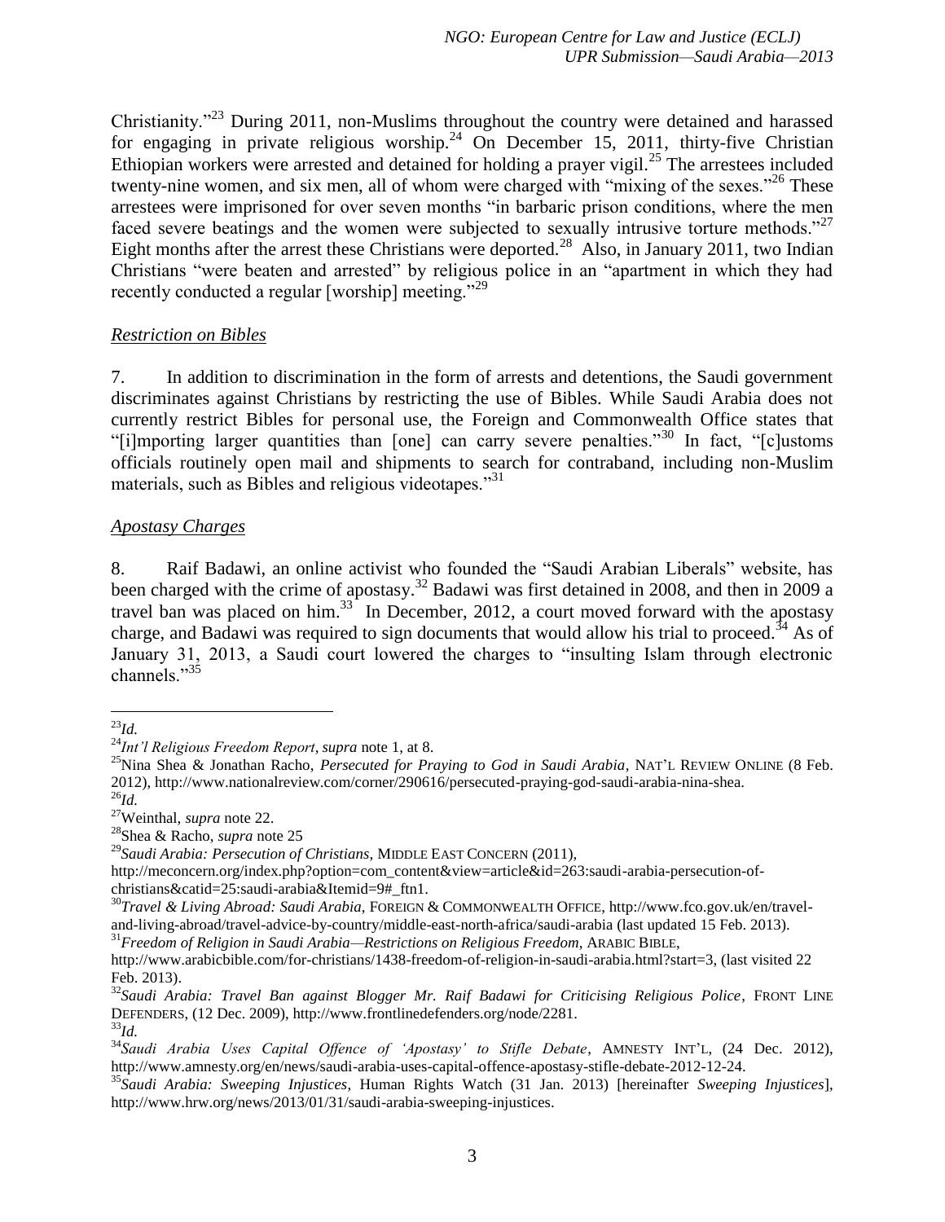Christianity."[23] During 2011, non-Muslims throughout the country were detained and harassed for engaging in private religious worship.[24] On December 15, 2011, thirty-five Christian Ethiopian workers were arrested and detained for holding a prayer vigil.[25] The arrestees included twenty-nine women, and six men, all of whom were charged with "mixing of the sexes."[26] These arrestees were imprisoned for over seven months "in barbaric prison conditions, where the men faced severe beatings and the women were subjected to sexually intrusive torture methods."[27] Eight months after the arrest these Christians were deported.[28] Also, in January 2011, two Indian Christians "were beaten and arrested" by religious police in an "apartment in which they had recently conducted a regular [worship] meeting."[29]

*Restriction on Bibles*

7. In addition to discrimination in the form of arrests and detentions, the Saudi government discriminates against Christians by restricting the use of Bibles. While Saudi Arabia does not currently restrict Bibles for personal use, the Foreign and Commonwealth Office states that "[i]mporting larger quantities than [one] can carry severe penalties."[30] In fact, "[c]ustoms officials routinely open mail and shipments to search for contraband, including non-Muslim materials, such as Bibles and religious videotapes."[31]

*Apostasy Charges*

8. Raif Badawi, an online activist who founded the "Saudi Arabian Liberals" website, has been charged with the crime of apostasy.[32] Badawi was first detained in 2008, and then in 2009 a travel ban was placed on him.[33] In December, 2012, a court moved forward with the apostasy charge, and Badawi was required to sign documents that would allow his trial to proceed.[34] As of January 31, 2013, a Saudi court lowered the charges to "insulting Islam through electronic channels."[35]

---

[23] *Id.*

[24] *Int'l Religious Freedom Report*, *supra* note 1, at 8.

[25] Nina Shea & Jonathan Racho, *Persecuted for Praying to God in Saudi Arabia*, NAT'L REVIEW ONLINE (8 Feb. 2012), http://www.nationalreview.com/corner/290616/persecuted-praying-god-saudi-arabia-nina-shea.

[26] *Id.*

[27] Weinthal, *supra* note 22.

[28] Shea & Racho, *supra* note 25

[29] *Saudi Arabia: Persecution of Christians*, MIDDLE EAST CONCERN (2011), http://meconcern.org/index.php?option=com_content&view=article&id=263:saudi-arabia-persecution-of-christians&catid=25:saudi-arabia&Itemid=9#_ftn1.

[30] *Travel & Living Abroad: Saudi Arabia*, FOREIGN & COMMONWEALTH OFFICE, http://www.fco.gov.uk/en/travel-and-living-abroad/travel-advice-by-country/middle-east-north-africa/saudi-arabia (last updated 15 Feb. 2013).

[31] *Freedom of Religion in Saudi Arabia—Restrictions on Religious Freedom*, ARABIC BIBLE, http://www.arabicbible.com/for-christians/1438-freedom-of-religion-in-saudi-arabia.html?start=3, (last visited 22 Feb. 2013).

[32] *Saudi Arabia: Travel Ban against Blogger Mr. Raif Badawi for Criticising Religious Police*, FRONT LINE DEFENDERS, (12 Dec. 2009), http://www.frontlinedefenders.org/node/2281.

[33] *Id.*

[34] *Saudi Arabia Uses Capital Offence of 'Apostasy' to Stifle Debate*, AMNESTY INT'L, (24 Dec. 2012), http://www.amnesty.org/en/news/saudi-arabia-uses-capital-offence-apostasy-stifle-debate-2012-12-24.

[35] *Saudi Arabia: Sweeping Injustices*, Human Rights Watch (31 Jan. 2013) [hereinafter *Sweeping Injustices*], http://www.hrw.org/news/2013/01/31/saudi-arabia-sweeping-injustices.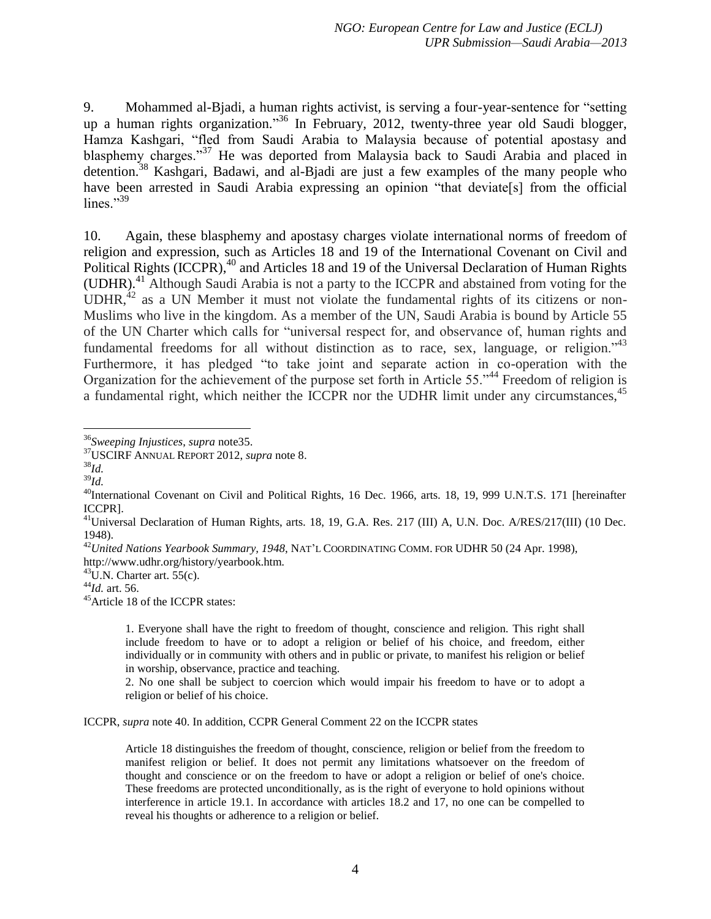9. Mohammed al-Bjadi, a human rights activist, is serving a four-year-sentence for "setting up a human rights organization."[36] In February, 2012, twenty-three year old Saudi blogger, Hamza Kashgari, "fled from Saudi Arabia to Malaysia because of potential apostasy and blasphemy charges."[37] He was deported from Malaysia back to Saudi Arabia and placed in detention.[38] Kashgari, Badawi, and al-Bjadi are just a few examples of the many people who have been arrested in Saudi Arabia expressing an opinion "that deviate[s] from the official lines."[39]

10. Again, these blasphemy and apostasy charges violate international norms of freedom of religion and expression, such as Articles 18 and 19 of the International Covenant on Civil and Political Rights (ICCPR),[40] and Articles 18 and 19 of the Universal Declaration of Human Rights (UDHR).[41] Although Saudi Arabia is not a party to the ICCPR and abstained from voting for the UDHR,[42] as a UN Member it must not violate the fundamental rights of its citizens or non-Muslims who live in the kingdom. As a member of the UN, Saudi Arabia is bound by Article 55 of the UN Charter which calls for "universal respect for, and observance of, human rights and fundamental freedoms for all without distinction as to race, sex, language, or religion."[43] Furthermore, it has pledged "to take joint and separate action in co-operation with the Organization for the achievement of the purpose set forth in Article 55."[44] Freedom of religion is a fundamental right, which neither the ICCPR nor the UDHR limit under any circumstances,[45]

---

[36] *Sweeping Injustices*, *supra* note35.

[37] USCIRF ANNUAL REPORT 2012, *supra* note 8.

[38] *Id.*

[39] *Id.*

[40] International Covenant on Civil and Political Rights, 16 Dec. 1966, arts. 18, 19, 999 U.N.T.S. 171 [hereinafter ICCPR].

[41] Universal Declaration of Human Rights, arts. 18, 19, G.A. Res. 217 (III) A, U.N. Doc. A/RES/217(III) (10 Dec. 1948).

[42] *United Nations Yearbook Summary, 1948*, NAT'L COORDINATING COMM. FOR UDHR 50 (24 Apr. 1998), http://www.udhr.org/history/yearbook.htm.

[43] U.N. Charter art. 55(c).

[44] *Id.* art. 56.

[45] Article 18 of the ICCPR states:

> 1. Everyone shall have the right to freedom of thought, conscience and religion. This right shall include freedom to have or to adopt a religion or belief of his choice, and freedom, either individually or in community with others and in public or private, to manifest his religion or belief in worship, observance, practice and teaching.
>
> 2. No one shall be subject to coercion which would impair his freedom to have or to adopt a religion or belief of his choice.

ICCPR, *supra* note 40. In addition, CCPR General Comment 22 on the ICCPR states

> Article 18 distinguishes the freedom of thought, conscience, religion or belief from the freedom to manifest religion or belief. It does not permit any limitations whatsoever on the freedom of thought and conscience or on the freedom to have or adopt a religion or belief of one's choice. These freedoms are protected unconditionally, as is the right of everyone to hold opinions without interference in article 19.1. In accordance with articles 18.2 and 17, no one can be compelled to reveal his thoughts or adherence to a religion or belief.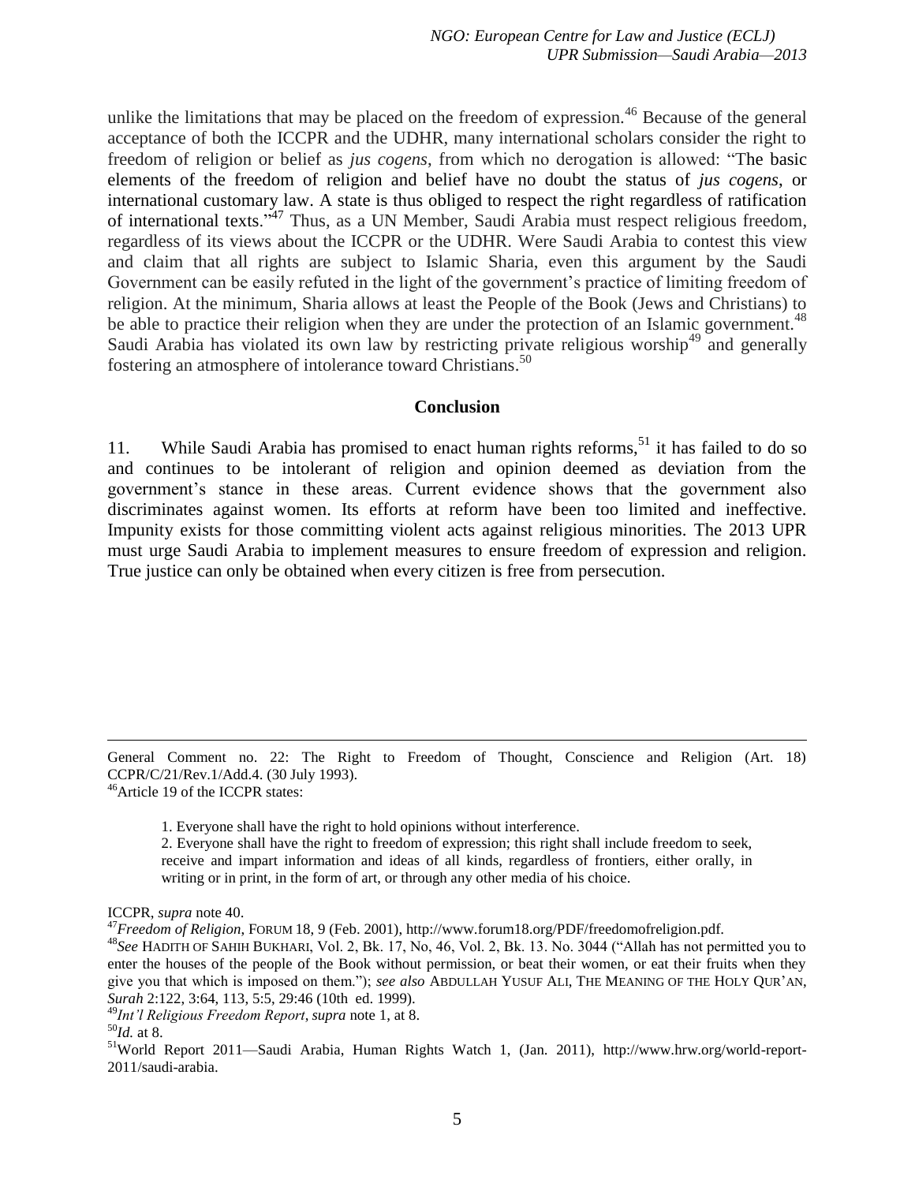unlike the limitations that may be placed on the freedom of expression.[46] Because of the general acceptance of both the ICCPR and the UDHR, many international scholars consider the right to freedom of religion or belief as *jus cogens*, from which no derogation is allowed: "The basic elements of the freedom of religion and belief have no doubt the status of *jus cogens*, or international customary law. A state is thus obliged to respect the right regardless of ratification of international texts."[47] Thus, as a UN Member, Saudi Arabia must respect religious freedom, regardless of its views about the ICCPR or the UDHR. Were Saudi Arabia to contest this view and claim that all rights are subject to Islamic Sharia, even this argument by the Saudi Government can be easily refuted in the light of the government's practice of limiting freedom of religion. At the minimum, Sharia allows at least the People of the Book (Jews and Christians) to be able to practice their religion when they are under the protection of an Islamic government.[48] Saudi Arabia has violated its own law by restricting private religious worship[49] and generally fostering an atmosphere of intolerance toward Christians.[50]

## Conclusion

11. While Saudi Arabia has promised to enact human rights reforms,[51] it has failed to do so and continues to be intolerant of religion and opinion deemed as deviation from the government's stance in these areas. Current evidence shows that the government also discriminates against women. Its efforts at reform have been too limited and ineffective. Impunity exists for those committing violent acts against religious minorities. The 2013 UPR must urge Saudi Arabia to implement measures to ensure freedom of expression and religion. True justice can only be obtained when every citizen is free from persecution.

---

General Comment no. 22: The Right to Freedom of Thought, Conscience and Religion (Art. 18) CCPR/C/21/Rev.1/Add.4. (30 July 1993).

[46] Article 19 of the ICCPR states:

> 1. Everyone shall have the right to hold opinions without interference.
> 2. Everyone shall have the right to freedom of expression; this right shall include freedom to seek, receive and impart information and ideas of all kinds, regardless of frontiers, either orally, in writing or in print, in the form of art, or through any other media of his choice.

ICCPR, *supra* note 40.

[47] *Freedom of Religion*, FORUM 18, 9 (Feb. 2001), http://www.forum18.org/PDF/freedomofreligion.pdf.

[48] *See* HADITH OF SAHIH BUKHARI, Vol. 2, Bk. 17, No, 46, Vol. 2, Bk. 13. No. 3044 ("Allah has not permitted you to enter the houses of the people of the Book without permission, or beat their women, or eat their fruits when they give you that which is imposed on them."); *see also* ABDULLAH YUSUF ALI, THE MEANING OF THE HOLY QUR'AN, *Surah* 2:122, 3:64, 113, 5:5, 29:46 (10th ed. 1999).

[49] *Int'l Religious Freedom Report*, *supra* note 1, at 8.

[50] *Id.* at 8.

[51] World Report 2011—Saudi Arabia, Human Rights Watch 1, (Jan. 2011), http://www.hrw.org/world-report-2011/saudi-arabia.